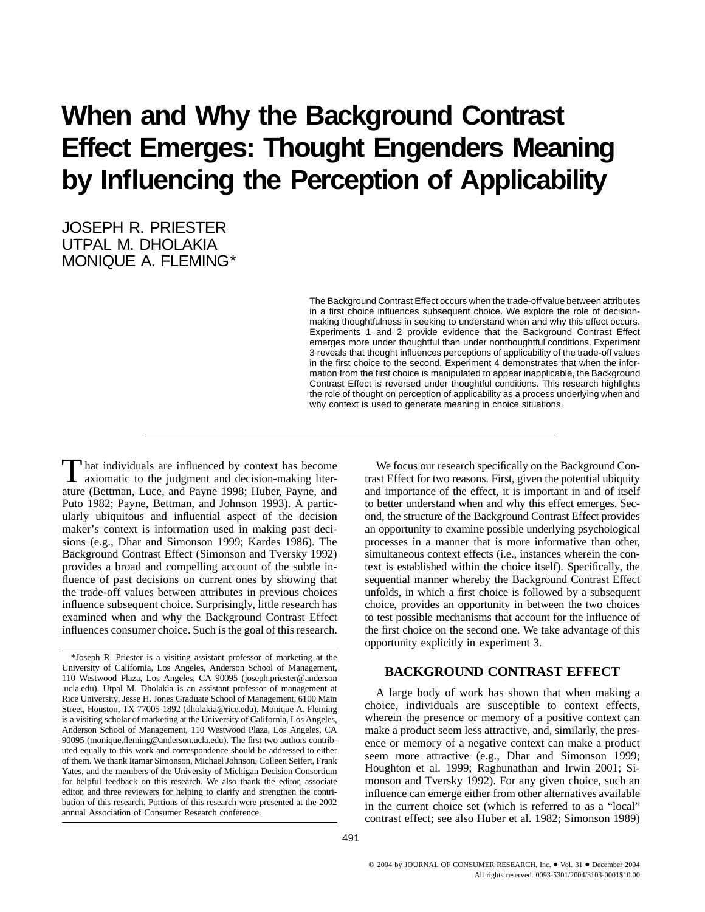# When and Why the Background Contrast Effect Emerges: Thought Engenders Meaning by Influencing the Perception of Applicability

JOSEPH R. PRIESTER
UTPAL M. DHOLAKIA
MONIQUE A. FLEMING*

The Background Contrast Effect occurs when the trade-off value between attributes in a first choice influences subsequent choice. We explore the role of decision-making thoughtfulness in seeking to understand when and why this effect occurs. Experiments 1 and 2 provide evidence that the Background Contrast Effect emerges more under thoughtful than under nonthoughtful conditions. Experiment 3 reveals that thought influences perceptions of applicability of the trade-off values in the first choice to the second. Experiment 4 demonstrates that when the information from the first choice is manipulated to appear inapplicable, the Background Contrast Effect is reversed under thoughtful conditions. This research highlights the role of thought on perception of applicability as a process underlying when and why context is used to generate meaning in choice situations.

That individuals are influenced by context has become axiomatic to the judgment and decision-making literature (Bettman, Luce, and Payne 1998; Huber, Payne, and Puto 1982; Payne, Bettman, and Johnson 1993). A particularly ubiquitous and influential aspect of the decision maker's context is information used in making past decisions (e.g., Dhar and Simonson 1999; Kardes 1986). The Background Contrast Effect (Simonson and Tversky 1992) provides a broad and compelling account of the subtle influence of past decisions on current ones by showing that the trade-off values between attributes in previous choices influence subsequent choice. Surprisingly, little research has examined when and why the Background Contrast Effect influences consumer choice. Such is the goal of this research.

*Joseph R. Priester is a visiting assistant professor of marketing at the University of California, Los Angeles, Anderson School of Management, 110 Westwood Plaza, Los Angeles, CA 90095 (joseph.priester@anderson.ucla.edu). Utpal M. Dholakia is an assistant professor of management at Rice University, Jesse H. Jones Graduate School of Management, 6100 Main Street, Houston, TX 77005-1892 (dholakia@rice.edu). Monique A. Fleming is a visiting scholar of marketing at the University of California, Los Angeles, Anderson School of Management, 110 Westwood Plaza, Los Angeles, CA 90095 (monique.fleming@anderson.ucla.edu). The first two authors contributed equally to this work and correspondence should be addressed to either of them. We thank Itamar Simonson, Michael Johnson, Colleen Seifert, Frank Yates, and the members of the University of Michigan Decision Consortium for helpful feedback on this research. We also thank the editor, associate editor, and three reviewers for helping to clarify and strengthen the contribution of this research. Portions of this research were presented at the 2002 annual Association of Consumer Research conference.

We focus our research specifically on the Background Contrast Effect for two reasons. First, given the potential ubiquity and importance of the effect, it is important in and of itself to better understand when and why this effect emerges. Second, the structure of the Background Contrast Effect provides an opportunity to examine possible underlying psychological processes in a manner that is more informative than other, simultaneous context effects (i.e., instances wherein the context is established within the choice itself). Specifically, the sequential manner whereby the Background Contrast Effect unfolds, in which a first choice is followed by a subsequent choice, provides an opportunity in between the two choices to test possible mechanisms that account for the influence of the first choice on the second one. We take advantage of this opportunity explicitly in experiment 3.

## BACKGROUND CONTRAST EFFECT

A large body of work has shown that when making a choice, individuals are susceptible to context effects, wherein the presence or memory of a positive context can make a product seem less attractive, and, similarly, the presence or memory of a negative context can make a product seem more attractive (e.g., Dhar and Simonson 1999; Houghton et al. 1999; Raghunathan and Irwin 2001; Simonson and Tversky 1992). For any given choice, such an influence can emerge either from other alternatives available in the current choice set (which is referred to as a "local" contrast effect; see also Huber et al. 1982; Simonson 1989)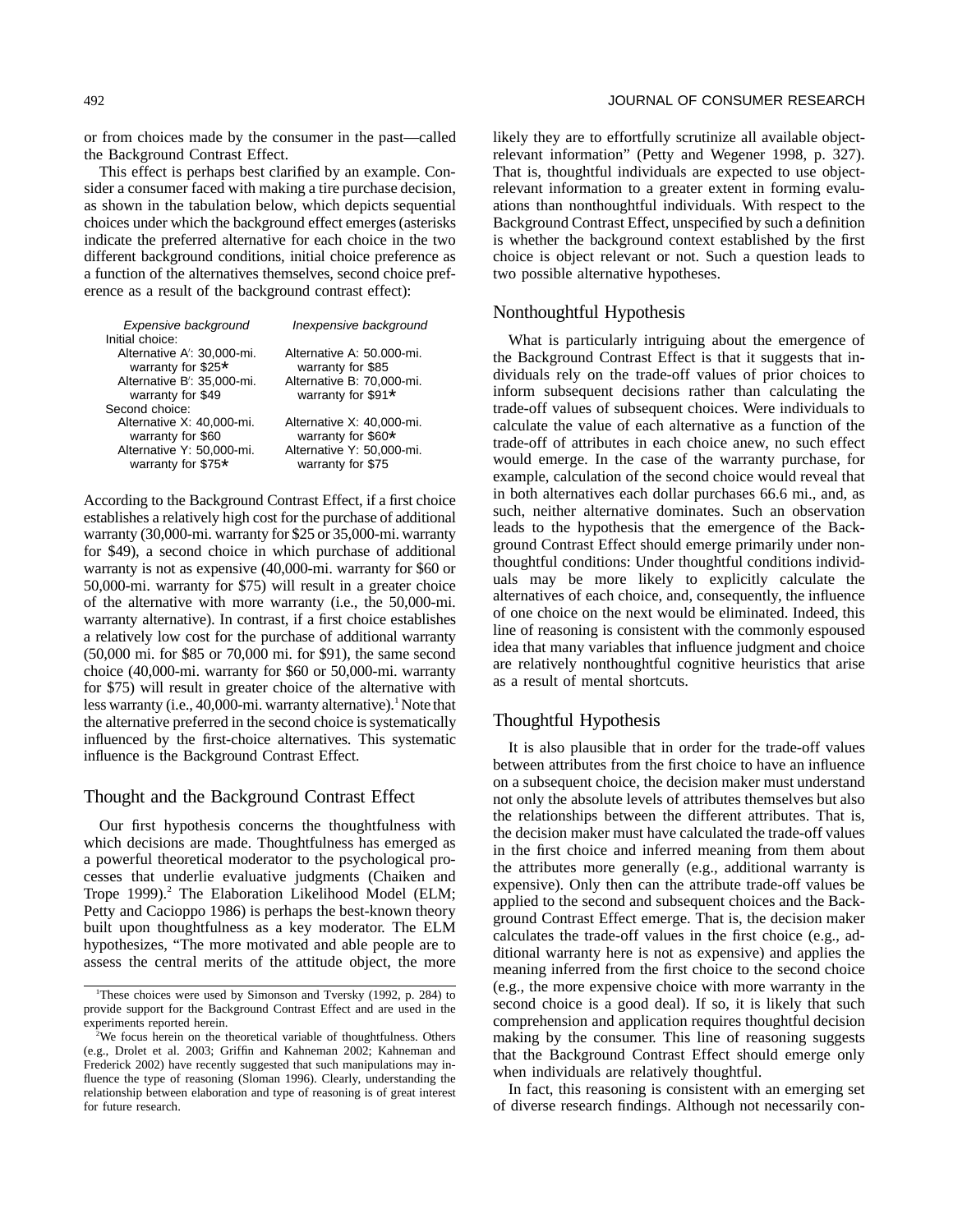or from choices made by the consumer in the past—called the Background Contrast Effect.

This effect is perhaps best clarified by an example. Consider a consumer faced with making a tire purchase decision, as shown in the tabulation below, which depicts sequential choices under which the background effect emerges (asterisks indicate the preferred alternative for each choice in the two different background conditions, initial choice preference as a function of the alternatives themselves, second choice preference as a result of the background contrast effect):

| *Expensive background* | *Inexpensive background* |
| --- | --- |
| Initial choice: | |
| Alternative A′: 30,000-mi. warranty for $25* | Alternative A: 50.000-mi. warranty for $85 |
| Alternative B′: 35,000-mi. warranty for $49 | Alternative B: 70,000-mi. warranty for $91* |
| Second choice: | |
| Alternative X: 40,000-mi. warranty for $60 | Alternative X: 40,000-mi. warranty for $60* |
| Alternative Y: 50,000-mi. warranty for $75* | Alternative Y: 50,000-mi. warranty for $75 |

According to the Background Contrast Effect, if a first choice establishes a relatively high cost for the purchase of additional warranty (30,000-mi. warranty for $25 or 35,000-mi. warranty for $49), a second choice in which purchase of additional warranty is not as expensive (40,000-mi. warranty for $60 or 50,000-mi. warranty for $75) will result in a greater choice of the alternative with more warranty (i.e., the 50,000-mi. warranty alternative). In contrast, if a first choice establishes a relatively low cost for the purchase of additional warranty (50,000 mi. for $85 or 70,000 mi. for $91), the same second choice (40,000-mi. warranty for $60 or 50,000-mi. warranty for $75) will result in greater choice of the alternative with less warranty (i.e., 40,000-mi. warranty alternative).[1] Note that the alternative preferred in the second choice is systematically influenced by the first-choice alternatives. This systematic influence is the Background Contrast Effect.

## Thought and the Background Contrast Effect

Our first hypothesis concerns the thoughtfulness with which decisions are made. Thoughtfulness has emerged as a powerful theoretical moderator to the psychological processes that underlie evaluative judgments (Chaiken and Trope 1999).[2] The Elaboration Likelihood Model (ELM; Petty and Cacioppo 1986) is perhaps the best-known theory built upon thoughtfulness as a key moderator. The ELM hypothesizes, "The more motivated and able people are to assess the central merits of the attitude object, the more likely they are to effortfully scrutinize all available object-relevant information" (Petty and Wegener 1998, p. 327). That is, thoughtful individuals are expected to use object-relevant information to a greater extent in forming evaluations than nonthoughtful individuals. With respect to the Background Contrast Effect, unspecified by such a definition is whether the background context established by the first choice is object relevant or not. Such a question leads to two possible alternative hypotheses.

### Nonthoughtful Hypothesis

What is particularly intriguing about the emergence of the Background Contrast Effect is that it suggests that individuals rely on the trade-off values of prior choices to inform subsequent decisions rather than calculating the trade-off values of subsequent choices. Were individuals to calculate the value of each alternative as a function of the trade-off of attributes in each choice anew, no such effect would emerge. In the case of the warranty purchase, for example, calculation of the second choice would reveal that in both alternatives each dollar purchases 66.6 mi., and, as such, neither alternative dominates. Such an observation leads to the hypothesis that the emergence of the Background Contrast Effect should emerge primarily under nonthoughtful conditions: Under thoughtful conditions individuals may be more likely to explicitly calculate the alternatives of each choice, and, consequently, the influence of one choice on the next would be eliminated. Indeed, this line of reasoning is consistent with the commonly espoused idea that many variables that influence judgment and choice are relatively nonthoughtful cognitive heuristics that arise as a result of mental shortcuts.

### Thoughtful Hypothesis

It is also plausible that in order for the trade-off values between attributes from the first choice to have an influence on a subsequent choice, the decision maker must understand not only the absolute levels of attributes themselves but also the relationships between the different attributes. That is, the decision maker must have calculated the trade-off values in the first choice and inferred meaning from them about the attributes more generally (e.g., additional warranty is expensive). Only then can the attribute trade-off values be applied to the second and subsequent choices and the Background Contrast Effect emerge. That is, the decision maker calculates the trade-off values in the first choice (e.g., additional warranty here is not as expensive) and applies the meaning inferred from the first choice to the second choice (e.g., the more expensive choice with more warranty in the second choice is a good deal). If so, it is likely that such comprehension and application requires thoughtful decision making by the consumer. This line of reasoning suggests that the Background Contrast Effect should emerge only when individuals are relatively thoughtful.

In fact, this reasoning is consistent with an emerging set of diverse research findings. Although not necessarily con-

[1] These choices were used by Simonson and Tversky (1992, p. 284) to provide support for the Background Contrast Effect and are used in the experiments reported herein.

[2] We focus herein on the theoretical variable of thoughtfulness. Others (e.g., Drolet et al. 2003; Griffin and Kahneman 2002; Kahneman and Frederick 2002) have recently suggested that such manipulations may influence the type of reasoning (Sloman 1996). Clearly, understanding the relationship between elaboration and type of reasoning is of great interest for future research.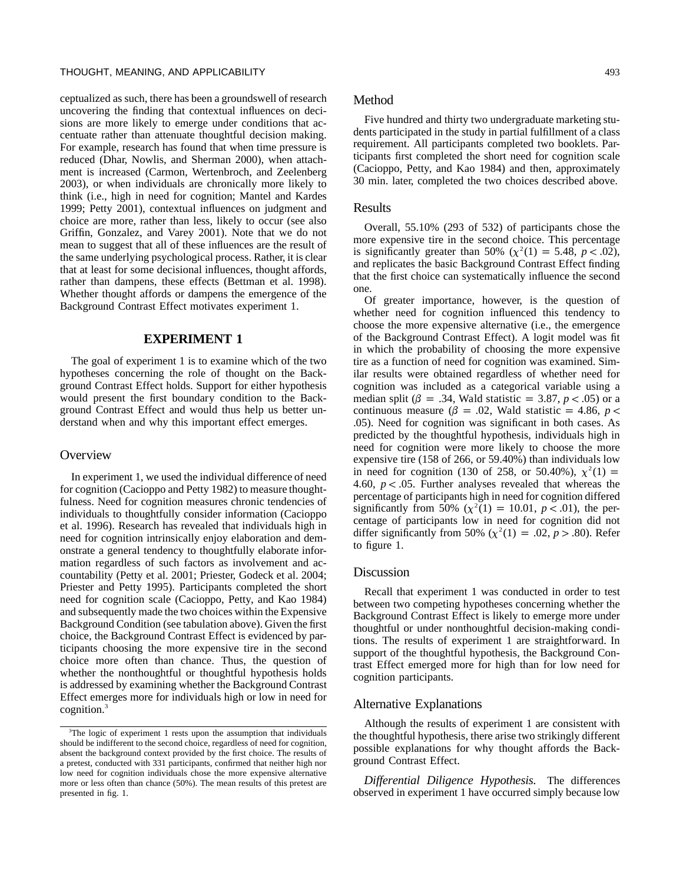ceptualized as such, there has been a groundswell of research uncovering the finding that contextual influences on decisions are more likely to emerge under conditions that accentuate rather than attenuate thoughtful decision making. For example, research has found that when time pressure is reduced (Dhar, Nowlis, and Sherman 2000), when attachment is increased (Carmon, Wertenbroch, and Zeelenberg 2003), or when individuals are chronically more likely to think (i.e., high in need for cognition; Mantel and Kardes 1999; Petty 2001), contextual influences on judgment and choice are more, rather than less, likely to occur (see also Griffin, Gonzalez, and Varey 2001). Note that we do not mean to suggest that all of these influences are the result of the same underlying psychological process. Rather, it is clear that at least for some decisional influences, thought affords, rather than dampens, these effects (Bettman et al. 1998). Whether thought affords or dampens the emergence of the Background Contrast Effect motivates experiment 1.

## EXPERIMENT 1

The goal of experiment 1 is to examine which of the two hypotheses concerning the role of thought on the Background Contrast Effect holds. Support for either hypothesis would present the first boundary condition to the Background Contrast Effect and would thus help us better understand when and why this important effect emerges.

### Overview

In experiment 1, we used the individual difference of need for cognition (Cacioppo and Petty 1982) to measure thoughtfulness. Need for cognition measures chronic tendencies of individuals to thoughtfully consider information (Cacioppo et al. 1996). Research has revealed that individuals high in need for cognition intrinsically enjoy elaboration and demonstrate a general tendency to thoughtfully elaborate information regardless of such factors as involvement and accountability (Petty et al. 2001; Priester, Godeck et al. 2004; Priester and Petty 1995). Participants completed the short need for cognition scale (Cacioppo, Petty, and Kao 1984) and subsequently made the two choices within the Expensive Background Condition (see tabulation above). Given the first choice, the Background Contrast Effect is evidenced by participants choosing the more expensive tire in the second choice more often than chance. Thus, the question of whether the nonthoughtful or thoughtful hypothesis holds is addressed by examining whether the Background Contrast Effect emerges more for individuals high or low in need for cognition.[3]

### Method

Five hundred and thirty two undergraduate marketing students participated in the study in partial fulfillment of a class requirement. All participants completed two booklets. Participants first completed the short need for cognition scale (Cacioppo, Petty, and Kao 1984) and then, approximately 30 min. later, completed the two choices described above.

### Results

Overall, 55.10% (293 of 532) of participants chose the more expensive tire in the second choice. This percentage is significantly greater than 50% ($\chi^2(1) = 5.48$, $p < .02$), and replicates the basic Background Contrast Effect finding that the first choice can systematically influence the second one.

Of greater importance, however, is the question of whether need for cognition influenced this tendency to choose the more expensive alternative (i.e., the emergence of the Background Contrast Effect). A logit model was fit in which the probability of choosing the more expensive tire as a function of need for cognition was examined. Similar results were obtained regardless of whether need for cognition was included as a categorical variable using a median split ($\beta = .34$, Wald statistic $= 3.87$, $p < .05$) or a continuous measure ($\beta = .02$, Wald statistic $= 4.86$, $p < .05$). Need for cognition was significant in both cases. As predicted by the thoughtful hypothesis, individuals high in need for cognition were more likely to choose the more expensive tire (158 of 266, or 59.40%) than individuals low in need for cognition (130 of 258, or 50.40%), $\chi^2(1) = 4.60$, $p < .05$. Further analyses revealed that whereas the percentage of participants high in need for cognition differed significantly from 50% ($\chi^2(1) = 10.01$, $p < .01$), the percentage of participants low in need for cognition did not differ significantly from 50% ($\chi^2(1) = .02$, $p > .80$). Refer to figure 1.

### Discussion

Recall that experiment 1 was conducted in order to test between two competing hypotheses concerning whether the Background Contrast Effect is likely to emerge more under thoughtful or under nonthoughtful decision-making conditions. The results of experiment 1 are straightforward. In support of the thoughtful hypothesis, the Background Contrast Effect emerged more for high than for low need for cognition participants.

### Alternative Explanations

Although the results of experiment 1 are consistent with the thoughtful hypothesis, there arise two strikingly different possible explanations for why thought affords the Background Contrast Effect.

*Differential Diligence Hypothesis.* The differences observed in experiment 1 have occurred simply because low

[3]The logic of experiment 1 rests upon the assumption that individuals should be indifferent to the second choice, regardless of need for cognition, absent the background context provided by the first choice. The results of a pretest, conducted with 331 participants, confirmed that neither high nor low need for cognition individuals chose the more expensive alternative more or less often than chance (50%). The mean results of this pretest are presented in fig. 1.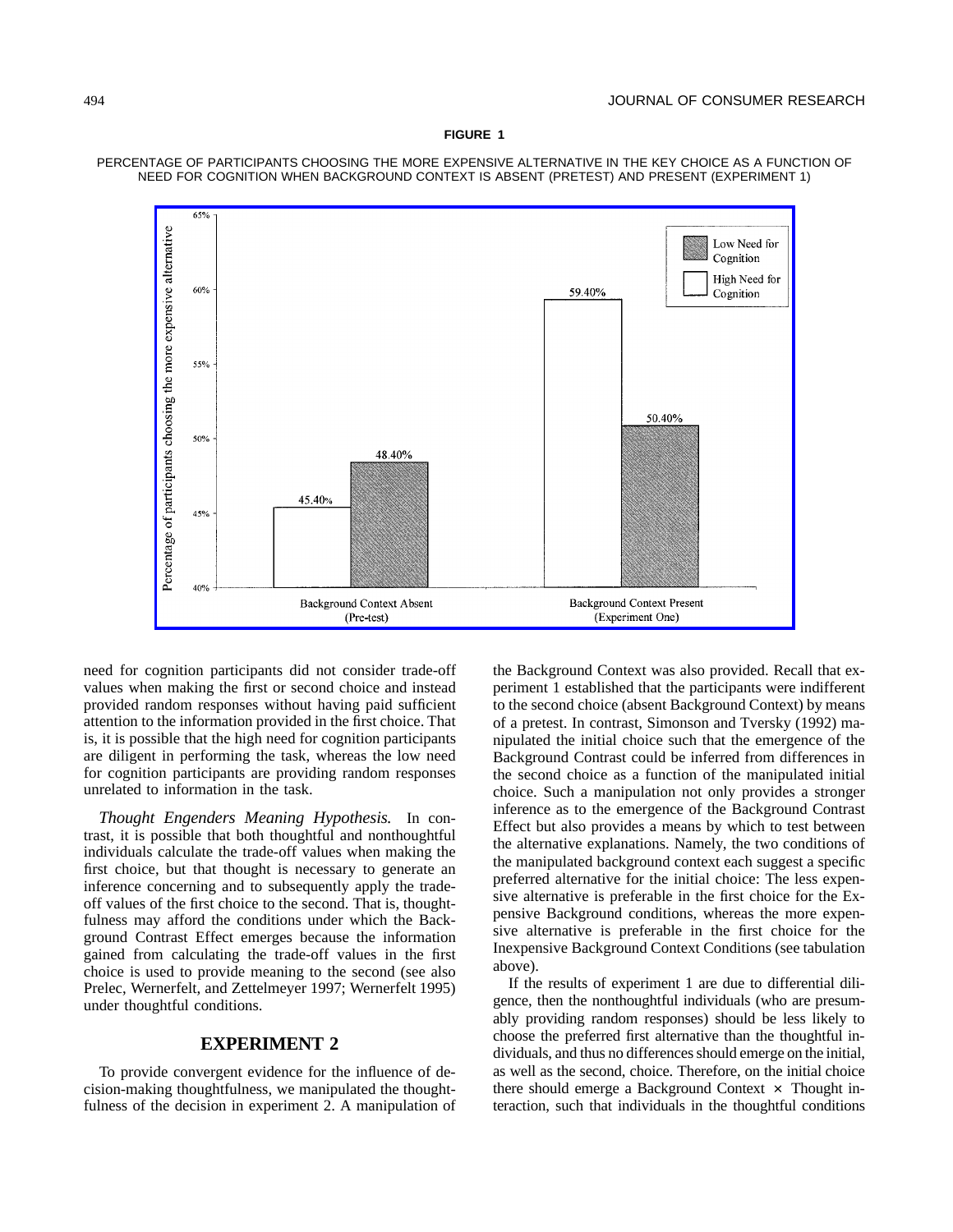**FIGURE 1**

PERCENTAGE OF PARTICIPANTS CHOOSING THE MORE EXPENSIVE ALTERNATIVE IN THE KEY CHOICE AS A FUNCTION OF NEED FOR COGNITION WHEN BACKGROUND CONTEXT IS ABSENT (PRETEST) AND PRESENT (EXPERIMENT 1)

| | High Need for Cognition | Low Need for Cognition |
| --- | --- | --- |
| Background Context Absent (Pre-test) | 45.40% | 48.40% |
| Background Context Present (Experiment One) | 59.40% | 50.40% |

need for cognition participants did not consider trade-off values when making the first or second choice and instead provided random responses without having paid sufficient attention to the information provided in the first choice. That is, it is possible that the high need for cognition participants are diligent in performing the task, whereas the low need for cognition participants are providing random responses unrelated to information in the task.

*Thought Engenders Meaning Hypothesis.* In contrast, it is possible that both thoughtful and nonthoughtful individuals calculate the trade-off values when making the first choice, but that thought is necessary to generate an inference concerning and to subsequently apply the trade-off values of the first choice to the second. That is, thoughtfulness may afford the conditions under which the Background Contrast Effect emerges because the information gained from calculating the trade-off values in the first choice is used to provide meaning to the second (see also Prelec, Wernerfelt, and Zettelmeyer 1997; Wernerfelt 1995) under thoughtful conditions.

## EXPERIMENT 2

To provide convergent evidence for the influence of decision-making thoughtfulness, we manipulated the thoughtfulness of the decision in experiment 2. A manipulation of the Background Context was also provided. Recall that experiment 1 established that the participants were indifferent to the second choice (absent Background Context) by means of a pretest. In contrast, Simonson and Tversky (1992) manipulated the initial choice such that the emergence of the Background Contrast could be inferred from differences in the second choice as a function of the manipulated initial choice. Such a manipulation not only provides a stronger inference as to the emergence of the Background Contrast Effect but also provides a means by which to test between the alternative explanations. Namely, the two conditions of the manipulated background context each suggest a specific preferred alternative for the initial choice: The less expensive alternative is preferable in the first choice for the Expensive Background conditions, whereas the more expensive alternative is preferable in the first choice for the Inexpensive Background Context Conditions (see tabulation above).

If the results of experiment 1 are due to differential diligence, then the nonthoughtful individuals (who are presumably providing random responses) should be less likely to choose the preferred first alternative than the thoughtful individuals, and thus no differences should emerge on the initial, as well as the second, choice. Therefore, on the initial choice there should emerge a Background Context × Thought interaction, such that individuals in the thoughtful conditions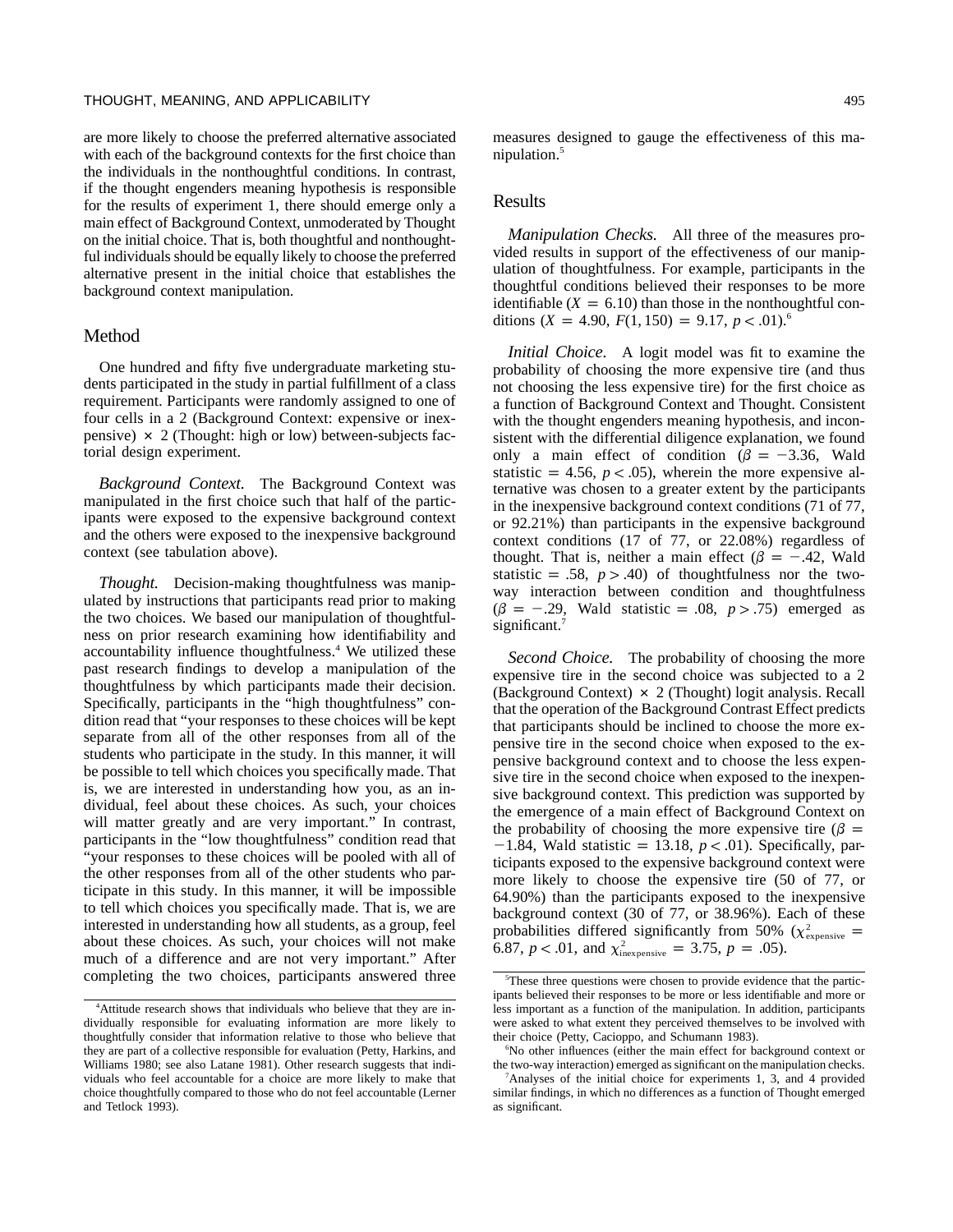are more likely to choose the preferred alternative associated with each of the background contexts for the first choice than the individuals in the nonthoughtful conditions. In contrast, if the thought engenders meaning hypothesis is responsible for the results of experiment 1, there should emerge only a main effect of Background Context, unmoderated by Thought on the initial choice. That is, both thoughtful and nonthoughtful individuals should be equally likely to choose the preferred alternative present in the initial choice that establishes the background context manipulation.

## Method

One hundred and fifty five undergraduate marketing students participated in the study in partial fulfillment of a class requirement. Participants were randomly assigned to one of four cells in a 2 (Background Context: expensive or inexpensive) × 2 (Thought: high or low) between-subjects factorial design experiment.

*Background Context.* The Background Context was manipulated in the first choice such that half of the participants were exposed to the expensive background context and the others were exposed to the inexpensive background context (see tabulation above).

*Thought.* Decision-making thoughtfulness was manipulated by instructions that participants read prior to making the two choices. We based our manipulation of thoughtfulness on prior research examining how identifiability and accountability influence thoughtfulness.[4] We utilized these past research findings to develop a manipulation of the thoughtfulness by which participants made their decision. Specifically, participants in the "high thoughtfulness" condition read that "your responses to these choices will be kept separate from all of the other responses from all of the students who participate in the study. In this manner, it will be possible to tell which choices you specifically made. That is, we are interested in understanding how you, as an individual, feel about these choices. As such, your choices will matter greatly and are very important." In contrast, participants in the "low thoughtfulness" condition read that "your responses to these choices will be pooled with all of the other responses from all of the other students who participate in this study. In this manner, it will be impossible to tell which choices you specifically made. That is, we are interested in understanding how all students, as a group, feel about these choices. As such, your choices will not make much of a difference and are not very important." After completing the two choices, participants answered three measures designed to gauge the effectiveness of this manipulation.[5]

## Results

*Manipulation Checks.* All three of the measures provided results in support of the effectiveness of our manipulation of thoughtfulness. For example, participants in the thoughtful conditions believed their responses to be more identifiable ($X = 6.10$) than those in the nonthoughtful conditions ($X = 4.90$, $F(1, 150) = 9.17$, $p < .01$).[6]

*Initial Choice.* A logit model was fit to examine the probability of choosing the more expensive tire (and thus not choosing the less expensive tire) for the first choice as a function of Background Context and Thought. Consistent with the thought engenders meaning hypothesis, and inconsistent with the differential diligence explanation, we found only a main effect of condition ($\beta = -3.36$, Wald statistic $= 4.56$, $p < .05$), wherein the more expensive alternative was chosen to a greater extent by the participants in the inexpensive background context conditions (71 of 77, or 92.21%) than participants in the expensive background context conditions (17 of 77, or 22.08%) regardless of thought. That is, neither a main effect ($\beta = -.42$, Wald statistic $= .58$, $p > .40$) of thoughtfulness nor the two-way interaction between condition and thoughtfulness ($\beta = -.29$, Wald statistic $= .08$, $p > .75$) emerged as significant.[7]

*Second Choice.* The probability of choosing the more expensive tire in the second choice was subjected to a 2 (Background Context) × 2 (Thought) logit analysis. Recall that the operation of the Background Contrast Effect predicts that participants should be inclined to choose the more expensive tire in the second choice when exposed to the expensive background context and to choose the less expensive tire in the second choice when exposed to the inexpensive background context. This prediction was supported by the emergence of a main effect of Background Context on the probability of choosing the more expensive tire ($\beta = -1.84$, Wald statistic $= 13.18$, $p < .01$). Specifically, participants exposed to the expensive background context were more likely to choose the expensive tire (50 of 77, or 64.90%) than the participants exposed to the inexpensive background context (30 of 77, or 38.96%). Each of these probabilities differed significantly from 50% ($\chi^2_{\text{expensive}} = 6.87$, $p < .01$, and $\chi^2_{\text{inexpensive}} = 3.75$, $p = .05$).

---

[4] Attitude research shows that individuals who believe that they are individually responsible for evaluating information are more likely to thoughtfully consider that information relative to those who believe that they are part of a collective responsible for evaluation (Petty, Harkins, and Williams 1980; see also Latane 1981). Other research suggests that individuals who feel accountable for a choice are more likely to make that choice thoughtfully compared to those who do not feel accountable (Lerner and Tetlock 1993).

[5] These three questions were chosen to provide evidence that the participants believed their responses to be more or less identifiable and more or less important as a function of the manipulation. In addition, participants were asked to what extent they perceived themselves to be involved with their choice (Petty, Cacioppo, and Schumann 1983).

[6] No other influences (either the main effect for background context or the two-way interaction) emerged as significant on the manipulation checks.

[7] Analyses of the initial choice for experiments 1, 3, and 4 provided similar findings, in which no differences as a function of Thought emerged as significant.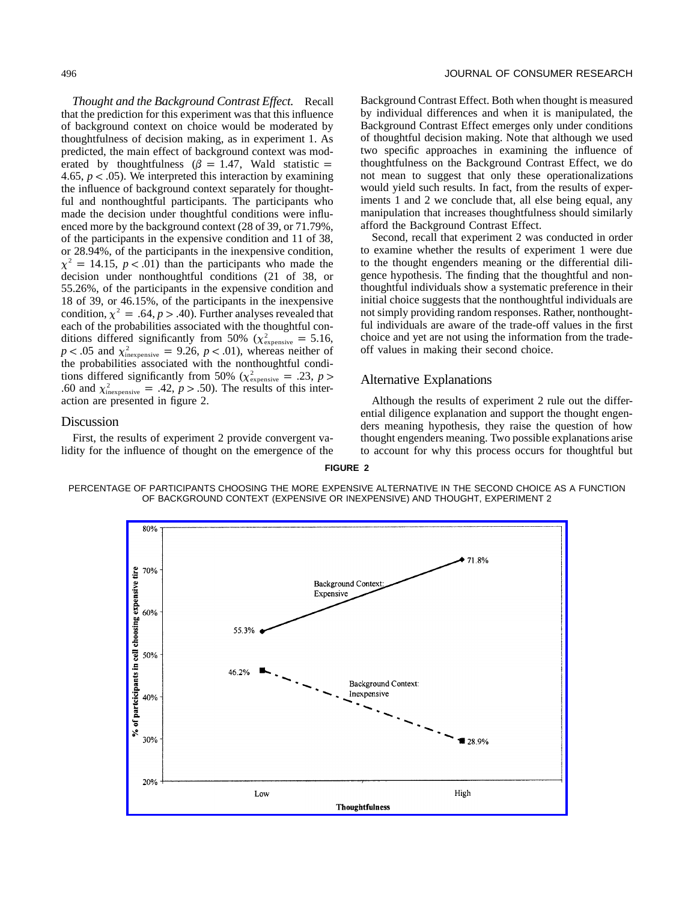*Thought and the Background Contrast Effect.* Recall that the prediction for this experiment was that this influence of background context on choice would be moderated by thoughtfulness of decision making, as in experiment 1. As predicted, the main effect of background context was moderated by thoughtfulness ($\beta = 1.47$, Wald statistic $= 4.65$, $p < .05$). We interpreted this interaction by examining the influence of background context separately for thoughtful and nonthoughtful participants. The participants who made the decision under thoughtful conditions were influenced more by the background context (28 of 39, or 71.79%, of the participants in the expensive condition and 11 of 38, or 28.94%, of the participants in the inexpensive condition, $\chi^2 = 14.15$, $p < .01$) than the participants who made the decision under nonthoughtful conditions (21 of 38, or 55.26%, of the participants in the expensive condition and 18 of 39, or 46.15%, of the participants in the inexpensive condition, $\chi^2 = .64$, $p > .40$). Further analyses revealed that each of the probabilities associated with the thoughtful conditions differed significantly from 50% ($\chi^2_{\text{expensive}} = 5.16$, $p < .05$ and $\chi^2_{\text{inexpensive}} = 9.26$, $p < .01$), whereas neither of the probabilities associated with the nonthoughtful conditions differed significantly from 50% ($\chi^2_{\text{expensive}} = .23$, $p > .60$ and $\chi^2_{\text{inexpensive}} = .42$, $p > .50$). The results of this interaction are presented in figure 2.

## Discussion

First, the results of experiment 2 provide convergent validity for the influence of thought on the emergence of the Background Contrast Effect. Both when thought is measured by individual differences and when it is manipulated, the Background Contrast Effect emerges only under conditions of thoughtful decision making. Note that although we used two specific approaches in examining the influence of thoughtfulness on the Background Contrast Effect, we do not mean to suggest that only these operationalizations would yield such results. In fact, from the results of experiments 1 and 2 we conclude that, all else being equal, any manipulation that increases thoughtfulness should similarly afford the Background Contrast Effect.

Second, recall that experiment 2 was conducted in order to examine whether the results of experiment 1 were due to the thought engenders meaning or the differential diligence hypothesis. The finding that the thoughtful and nonthoughtful individuals show a systematic preference in their initial choice suggests that the nonthoughtful individuals are not simply providing random responses. Rather, nonthoughtful individuals are aware of the trade-off values in the first choice and yet are not using the information from the trade-off values in making their second choice.

## Alternative Explanations

Although the results of experiment 2 rule out the differential diligence explanation and support the thought engenders meaning hypothesis, they raise the question of how thought engenders meaning. Two possible explanations arise to account for why this process occurs for thoughtful but

**FIGURE 2**

PERCENTAGE OF PARTICIPANTS CHOOSING THE MORE EXPENSIVE ALTERNATIVE IN THE SECOND CHOICE AS A FUNCTION OF BACKGROUND CONTEXT (EXPENSIVE OR INEXPENSIVE) AND THOUGHT, EXPERIMENT 2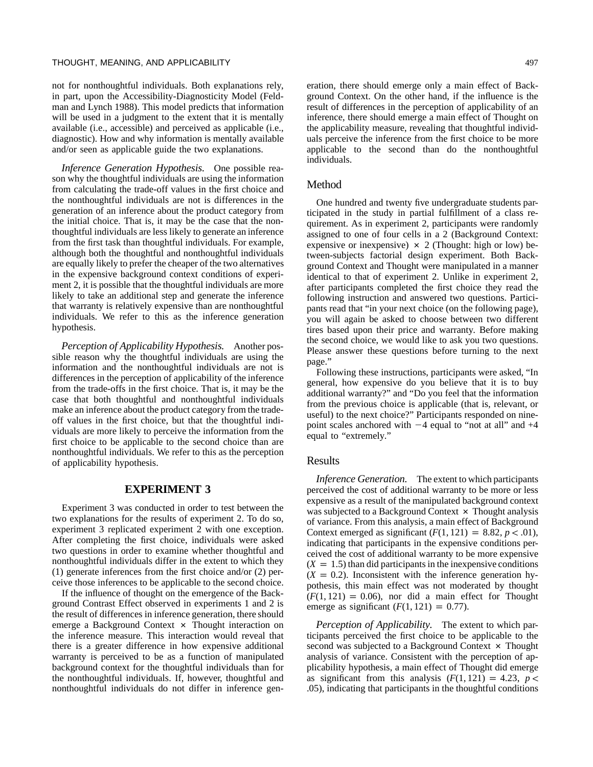not for nonthoughtful individuals. Both explanations rely, in part, upon the Accessibility-Diagnosticity Model (Feldman and Lynch 1988). This model predicts that information will be used in a judgment to the extent that it is mentally available (i.e., accessible) and perceived as applicable (i.e., diagnostic). How and why information is mentally available and/or seen as applicable guide the two explanations.

*Inference Generation Hypothesis.* One possible reason why the thoughtful individuals are using the information from calculating the trade-off values in the first choice and the nonthoughtful individuals are not is differences in the generation of an inference about the product category from the initial choice. That is, it may be the case that the nonthoughtful individuals are less likely to generate an inference from the first task than thoughtful individuals. For example, although both the thoughtful and nonthoughtful individuals are equally likely to prefer the cheaper of the two alternatives in the expensive background context conditions of experiment 2, it is possible that the thoughtful individuals are more likely to take an additional step and generate the inference that warranty is relatively expensive than are nonthoughtful individuals. We refer to this as the inference generation hypothesis.

*Perception of Applicability Hypothesis.* Another possible reason why the thoughtful individuals are using the information and the nonthoughtful individuals are not is differences in the perception of applicability of the inference from the trade-offs in the first choice. That is, it may be the case that both thoughtful and nonthoughtful individuals make an inference about the product category from the trade-off values in the first choice, but that the thoughtful individuals are more likely to perceive the information from the first choice to be applicable to the second choice than are nonthoughtful individuals. We refer to this as the perception of applicability hypothesis.

## EXPERIMENT 3

Experiment 3 was conducted in order to test between the two explanations for the results of experiment 2. To do so, experiment 3 replicated experiment 2 with one exception. After completing the first choice, individuals were asked two questions in order to examine whether thoughtful and nonthoughtful individuals differ in the extent to which they (1) generate inferences from the first choice and/or (2) perceive those inferences to be applicable to the second choice.

If the influence of thought on the emergence of the Background Contrast Effect observed in experiments 1 and 2 is the result of differences in inference generation, there should emerge a Background Context × Thought interaction on the inference measure. This interaction would reveal that there is a greater difference in how expensive additional warranty is perceived to be as a function of manipulated background context for the thoughtful individuals than for the nonthoughtful individuals. If, however, thoughtful and nonthoughtful individuals do not differ in inference generation, there should emerge only a main effect of Background Context. On the other hand, if the influence is the result of differences in the perception of applicability of an inference, there should emerge a main effect of Thought on the applicability measure, revealing that thoughtful individuals perceive the inference from the first choice to be more applicable to the second than do the nonthoughtful individuals.

### Method

One hundred and twenty five undergraduate students participated in the study in partial fulfillment of a class requirement. As in experiment 2, participants were randomly assigned to one of four cells in a 2 (Background Context: expensive or inexpensive) × 2 (Thought: high or low) between-subjects factorial design experiment. Both Background Context and Thought were manipulated in a manner identical to that of experiment 2. Unlike in experiment 2, after participants completed the first choice they read the following instruction and answered two questions. Participants read that "in your next choice (on the following page), you will again be asked to choose between two different tires based upon their price and warranty. Before making the second choice, we would like to ask you two questions. Please answer these questions before turning to the next page."

Following these instructions, participants were asked, "In general, how expensive do you believe that it is to buy additional warranty?" and "Do you feel that the information from the previous choice is applicable (that is, relevant, or useful) to the next choice?" Participants responded on nine-point scales anchored with $-4$ equal to "not at all" and $+4$ equal to "extremely."

### Results

*Inference Generation.* The extent to which participants perceived the cost of additional warranty to be more or less expensive as a result of the manipulated background context was subjected to a Background Context × Thought analysis of variance. From this analysis, a main effect of Background Context emerged as significant ($F(1, 121) = 8.82$, $p < .01$), indicating that participants in the expensive conditions perceived the cost of additional warranty to be more expensive ($X = 1.5$) than did participants in the inexpensive conditions ($X = 0.2$). Inconsistent with the inference generation hypothesis, this main effect was not moderated by thought ($F(1, 121) = 0.06$), nor did a main effect for Thought emerge as significant ($F(1, 121) = 0.77$).

*Perception of Applicability.* The extent to which participants perceived the first choice to be applicable to the second was subjected to a Background Context × Thought analysis of variance. Consistent with the perception of applicability hypothesis, a main effect of Thought did emerge as significant from this analysis ($F(1, 121) = 4.23$, $p < .05$), indicating that participants in the thoughtful conditions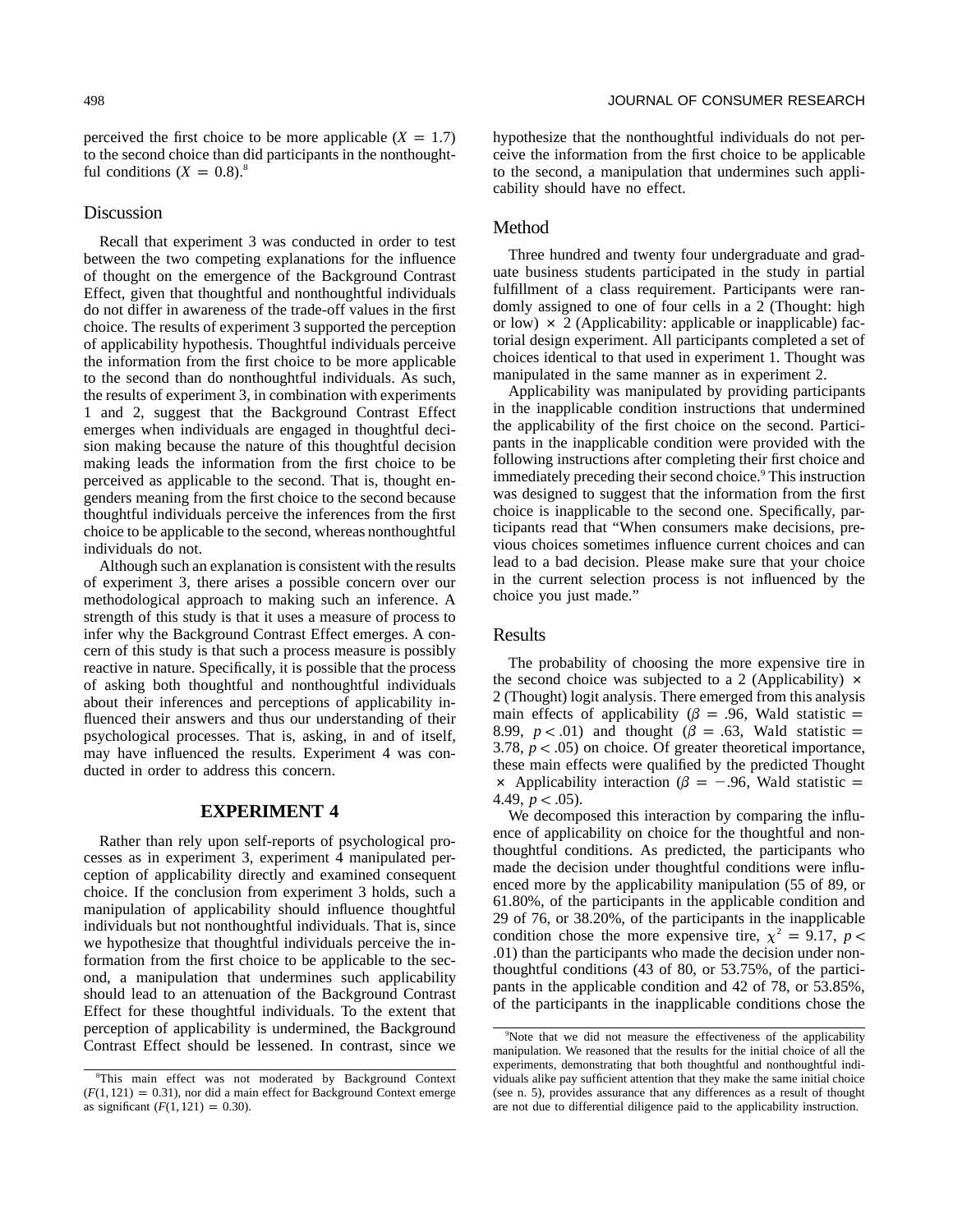perceived the first choice to be more applicable ($X = 1.7$) to the second choice than did participants in the nonthoughtful conditions ($X = 0.8$).[8]

## Discussion

Recall that experiment 3 was conducted in order to test between the two competing explanations for the influence of thought on the emergence of the Background Contrast Effect, given that thoughtful and nonthoughtful individuals do not differ in awareness of the trade-off values in the first choice. The results of experiment 3 supported the perception of applicability hypothesis. Thoughtful individuals perceive the information from the first choice to be more applicable to the second than do nonthoughtful individuals. As such, the results of experiment 3, in combination with experiments 1 and 2, suggest that the Background Contrast Effect emerges when individuals are engaged in thoughtful decision making because the nature of this thoughtful decision making leads the information from the first choice to be perceived as applicable to the second. That is, thought engenders meaning from the first choice to the second because thoughtful individuals perceive the inferences from the first choice to be applicable to the second, whereas nonthoughtful individuals do not.

Although such an explanation is consistent with the results of experiment 3, there arises a possible concern over our methodological approach to making such an inference. A strength of this study is that it uses a measure of process to infer why the Background Contrast Effect emerges. A concern of this study is that such a process measure is possibly reactive in nature. Specifically, it is possible that the process of asking both thoughtful and nonthoughtful individuals about their inferences and perceptions of applicability influenced their answers and thus our understanding of their psychological processes. That is, asking, in and of itself, may have influenced the results. Experiment 4 was conducted in order to address this concern.

# EXPERIMENT 4

Rather than rely upon self-reports of psychological processes as in experiment 3, experiment 4 manipulated perception of applicability directly and examined consequent choice. If the conclusion from experiment 3 holds, such a manipulation of applicability should influence thoughtful individuals but not nonthoughtful individuals. That is, since we hypothesize that thoughtful individuals perceive the information from the first choice to be applicable to the second, a manipulation that undermines such applicability should lead to an attenuation of the Background Contrast Effect for these thoughtful individuals. To the extent that perception of applicability is undermined, the Background Contrast Effect should be lessened. In contrast, since we hypothesize that the nonthoughtful individuals do not perceive the information from the first choice to be applicable to the second, a manipulation that undermines such applicability should have no effect.

## Method

Three hundred and twenty four undergraduate and graduate business students participated in the study in partial fulfillment of a class requirement. Participants were randomly assigned to one of four cells in a 2 (Thought: high or low) × 2 (Applicability: applicable or inapplicable) factorial design experiment. All participants completed a set of choices identical to that used in experiment 1. Thought was manipulated in the same manner as in experiment 2.

Applicability was manipulated by providing participants in the inapplicable condition instructions that undermined the applicability of the first choice on the second. Participants in the inapplicable condition were provided with the following instructions after completing their first choice and immediately preceding their second choice.[9] This instruction was designed to suggest that the information from the first choice is inapplicable to the second one. Specifically, participants read that "When consumers make decisions, previous choices sometimes influence current choices and can lead to a bad decision. Please make sure that your choice in the current selection process is not influenced by the choice you just made."

## Results

The probability of choosing the more expensive tire in the second choice was subjected to a 2 (Applicability) × 2 (Thought) logit analysis. There emerged from this analysis main effects of applicability ($\beta = .96$, Wald statistic = 8.99, $p < .01$) and thought ($\beta = .63$, Wald statistic = 3.78, $p < .05$) on choice. Of greater theoretical importance, these main effects were qualified by the predicted Thought × Applicability interaction ($\beta = -.96$, Wald statistic = 4.49, $p < .05$).

We decomposed this interaction by comparing the influence of applicability on choice for the thoughtful and nonthoughtful conditions. As predicted, the participants who made the decision under thoughtful conditions were influenced more by the applicability manipulation (55 of 89, or 61.80%, of the participants in the applicable condition and 29 of 76, or 38.20%, of the participants in the inapplicable condition chose the more expensive tire, $\chi^2 = 9.17$, $p < .01$) than the participants who made the decision under nonthoughtful conditions (43 of 80, or 53.75%, of the participants in the applicable condition and 42 of 78, or 53.85%, of the participants in the inapplicable conditions chose the

[8] This main effect was not moderated by Background Context ($F(1, 121) = 0.31$), nor did a main effect for Background Context emerge as significant ($F(1, 121) = 0.30$).

[9] Note that we did not measure the effectiveness of the applicability manipulation. We reasoned that the results for the initial choice of all the experiments, demonstrating that both thoughtful and nonthoughtful individuals alike pay sufficient attention that they make the same initial choice (see n. 5), provides assurance that any differences as a result of thought are not due to differential diligence paid to the applicability instruction.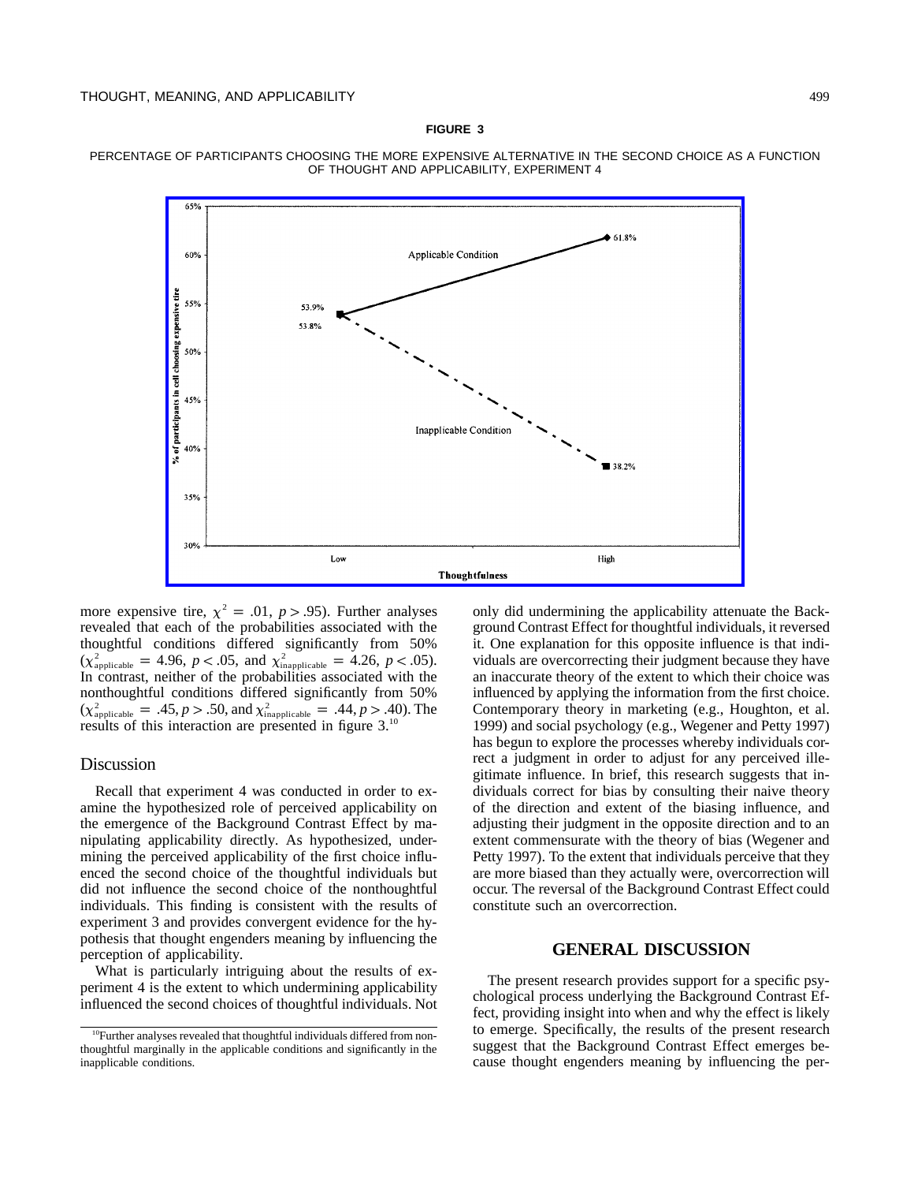**FIGURE 3**

PERCENTAGE OF PARTICIPANTS CHOOSING THE MORE EXPENSIVE ALTERNATIVE IN THE SECOND CHOICE AS A FUNCTION OF THOUGHT AND APPLICABILITY, EXPERIMENT 4

more expensive tire, $\chi^2 = .01$, $p > .95$). Further analyses revealed that each of the probabilities associated with the thoughtful conditions differed significantly from 50% ($\chi^2_{\text{applicable}} = 4.96$, $p < .05$, and $\chi^2_{\text{inapplicable}} = 4.26$, $p < .05$). In contrast, neither of the probabilities associated with the nonthoughtful conditions differed significantly from 50% ($\chi^2_{\text{applicable}} = .45$, $p > .50$, and $\chi^2_{\text{inapplicable}} = .44$, $p > .40$). The results of this interaction are presented in figure 3.[10]

## Discussion

Recall that experiment 4 was conducted in order to examine the hypothesized role of perceived applicability on the emergence of the Background Contrast Effect by manipulating applicability directly. As hypothesized, undermining the perceived applicability of the first choice influenced the second choice of the thoughtful individuals but did not influence the second choice of the nonthoughtful individuals. This finding is consistent with the results of experiment 3 and provides convergent evidence for the hypothesis that thought engenders meaning by influencing the perception of applicability.

What is particularly intriguing about the results of experiment 4 is the extent to which undermining applicability influenced the second choices of thoughtful individuals. Not only did undermining the applicability attenuate the Background Contrast Effect for thoughtful individuals, it reversed it. One explanation for this opposite influence is that individuals are overcorrecting their judgment because they have an inaccurate theory of the extent to which their choice was influenced by applying the information from the first choice. Contemporary theory in marketing (e.g., Houghton, et al. 1999) and social psychology (e.g., Wegener and Petty 1997) has begun to explore the processes whereby individuals correct a judgment in order to adjust for any perceived illegitimate influence. In brief, this research suggests that individuals correct for bias by consulting their naive theory of the direction and extent of the biasing influence, and adjusting their judgment in the opposite direction and to an extent commensurate with the theory of bias (Wegener and Petty 1997). To the extent that individuals perceive that they are more biased than they actually were, overcorrection will occur. The reversal of the Background Contrast Effect could constitute such an overcorrection.

# GENERAL DISCUSSION

The present research provides support for a specific psychological process underlying the Background Contrast Effect, providing insight into when and why the effect is likely to emerge. Specifically, the results of the present research suggest that the Background Contrast Effect emerges because thought engenders meaning by influencing the per-

[10]Further analyses revealed that thoughtful individuals differed from nonthoughtful marginally in the applicable conditions and significantly in the inapplicable conditions.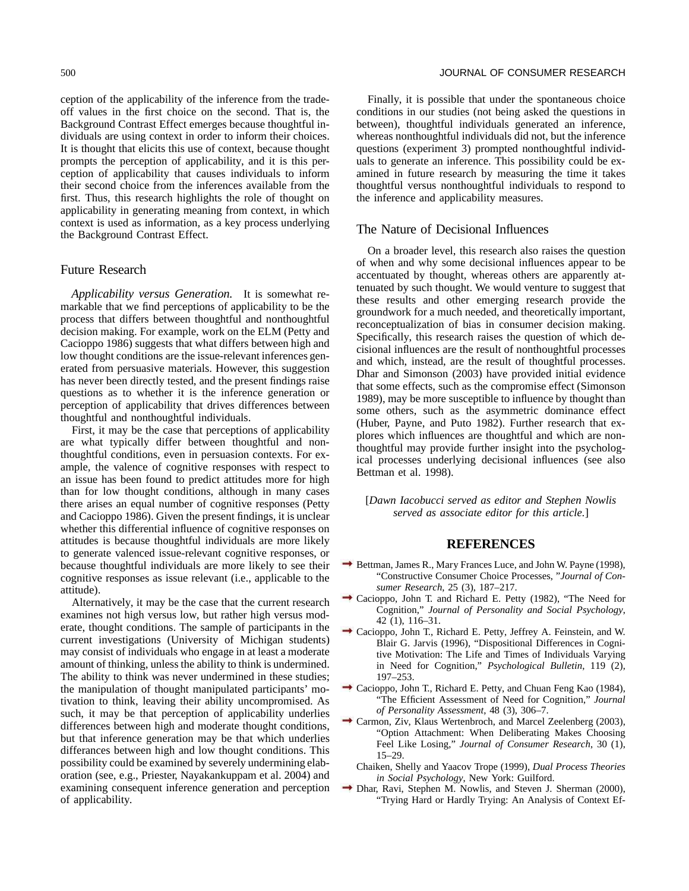ception of the applicability of the inference from the trade-off values in the first choice on the second. That is, the Background Contrast Effect emerges because thoughtful individuals are using context in order to inform their choices. It is thought that elicits this use of context, because thought prompts the perception of applicability, and it is this perception of applicability that causes individuals to inform their second choice from the inferences available from the first. Thus, this research highlights the role of thought on applicability in generating meaning from context, in which context is used as information, as a key process underlying the Background Contrast Effect.

## Future Research

*Applicability versus Generation.* It is somewhat remarkable that we find perceptions of applicability to be the process that differs between thoughtful and nonthoughtful decision making. For example, work on the ELM (Petty and Cacioppo 1986) suggests that what differs between high and low thought conditions are the issue-relevant inferences generated from persuasive materials. However, this suggestion has never been directly tested, and the present findings raise questions as to whether it is the inference generation or perception of applicability that drives differences between thoughtful and nonthoughtful individuals.

First, it may be the case that perceptions of applicability are what typically differ between thoughtful and nonthoughtful conditions, even in persuasion contexts. For example, the valence of cognitive responses with respect to an issue has been found to predict attitudes more for high than for low thought conditions, although in many cases there arises an equal number of cognitive responses (Petty and Cacioppo 1986). Given the present findings, it is unclear whether this differential influence of cognitive responses on attitudes is because thoughtful individuals are more likely to generate valenced issue-relevant cognitive responses, or because thoughtful individuals are more likely to see their cognitive responses as issue relevant (i.e., applicable to the attitude).

Alternatively, it may be the case that the current research examines not high versus low, but rather high versus moderate, thought conditions. The sample of participants in the current investigations (University of Michigan students) may consist of individuals who engage in at least a moderate amount of thinking, unless the ability to think is undermined. The ability to think was never undermined in these studies; the manipulation of thought manipulated participants' motivation to think, leaving their ability uncompromised. As such, it may be that perception of applicability underlies differences between high and moderate thought conditions, but that inference generation may be that which underlies differances between high and low thought conditions. This possibility could be examined by severely undermining elaboration (see, e.g., Priester, Nayakankuppam et al. 2004) and examining consequent inference generation and perception of applicability.

Finally, it is possible that under the spontaneous choice conditions in our studies (not being asked the questions in between), thoughtful individuals generated an inference, whereas nonthoughtful individuals did not, but the inference questions (experiment 3) prompted nonthoughtful individuals to generate an inference. This possibility could be examined in future research by measuring the time it takes thoughtful versus nonthoughtful individuals to respond to the inference and applicability measures.

## The Nature of Decisional Influences

On a broader level, this research also raises the question of when and why some decisional influences appear to be accentuated by thought, whereas others are apparently attenuated by such thought. We would venture to suggest that these results and other emerging research provide the groundwork for a much needed, and theoretically important, reconceptualization of bias in consumer decision making. Specifically, this research raises the question of which decisional influences are the result of nonthoughtful processes and which, instead, are the result of thoughtful processes. Dhar and Simonson (2003) have provided initial evidence that some effects, such as the compromise effect (Simonson 1989), may be more susceptible to influence by thought than some others, such as the asymmetric dominance effect (Huber, Payne, and Puto 1982). Further research that explores which influences are thoughtful and which are nonthoughtful may provide further insight into the psychological processes underlying decisional influences (see also Bettman et al. 1998).

[*Dawn Iacobucci served as editor and Stephen Nowlis served as associate editor for this article.*]

## REFERENCES

Bettman, James R., Mary Frances Luce, and John W. Payne (1998), "Constructive Consumer Choice Processes, "*Journal of Consumer Research*, 25 (3), 187–217.

Cacioppo, John T. and Richard E. Petty (1982), "The Need for Cognition," *Journal of Personality and Social Psychology*, 42 (1), 116–31.

Cacioppo, John T., Richard E. Petty, Jeffrey A. Feinstein, and W. Blair G. Jarvis (1996), "Dispositional Differences in Cognitive Motivation: The Life and Times of Individuals Varying in Need for Cognition," *Psychological Bulletin*, 119 (2), 197–253.

Cacioppo, John T., Richard E. Petty, and Chuan Feng Kao (1984), "The Efficient Assessment of Need for Cognition," *Journal of Personality Assessment*, 48 (3), 306–7.

Carmon, Ziv, Klaus Wertenbroch, and Marcel Zeelenberg (2003), "Option Attachment: When Deliberating Makes Choosing Feel Like Losing," *Journal of Consumer Research*, 30 (1), 15–29.

Chaiken, Shelly and Yaacov Trope (1999), *Dual Process Theories in Social Psychology*, New York: Guilford.

Dhar, Ravi, Stephen M. Nowlis, and Steven J. Sherman (2000), "Trying Hard or Hardly Trying: An Analysis of Context Ef-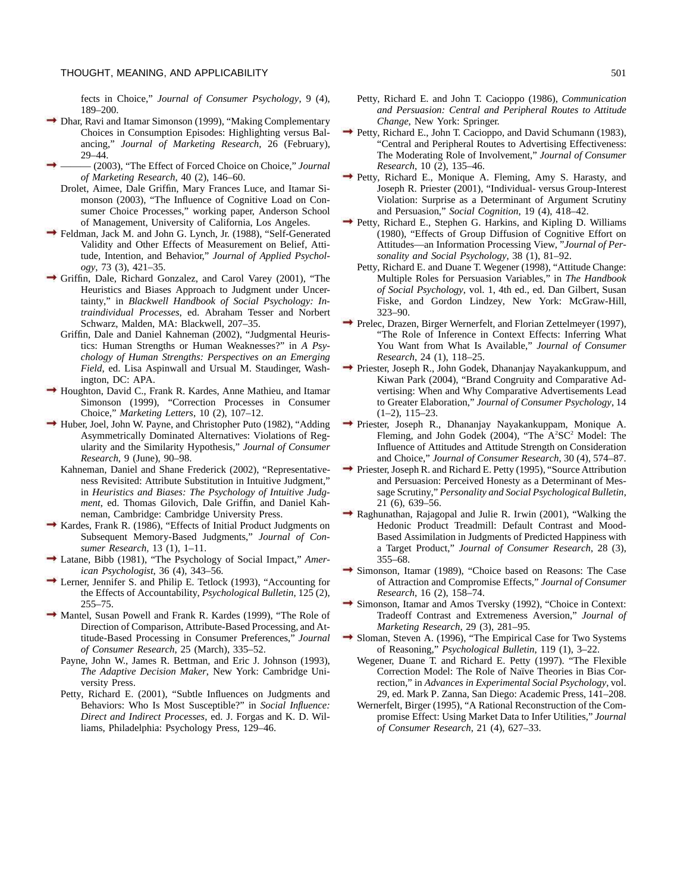fects in Choice," *Journal of Consumer Psychology*, 9 (4), 189–200.

Dhar, Ravi and Itamar Simonson (1999), "Making Complementary Choices in Consumption Episodes: Highlighting versus Balancing," *Journal of Marketing Research*, 26 (February), 29–44.

——— (2003), "The Effect of Forced Choice on Choice," *Journal of Marketing Research*, 40 (2), 146–60.

Drolet, Aimee, Dale Griffin, Mary Frances Luce, and Itamar Simonson (2003), "The Influence of Cognitive Load on Consumer Choice Processes," working paper, Anderson School of Management, University of California, Los Angeles.

Feldman, Jack M. and John G. Lynch, Jr. (1988), "Self-Generated Validity and Other Effects of Measurement on Belief, Attitude, Intention, and Behavior," *Journal of Applied Psychology*, 73 (3), 421–35.

Griffin, Dale, Richard Gonzalez, and Carol Varey (2001), "The Heuristics and Biases Approach to Judgment under Uncertainty," in *Blackwell Handbook of Social Psychology: Intraindividual Processes*, ed. Abraham Tesser and Norbert Schwarz, Malden, MA: Blackwell, 207–35.

Griffin, Dale and Daniel Kahneman (2002), "Judgmental Heuristics: Human Strengths or Human Weaknesses?" in *A Psychology of Human Strengths: Perspectives on an Emerging Field*, ed. Lisa Aspinwall and Ursual M. Staudinger, Washington, DC: APA.

Houghton, David C., Frank R. Kardes, Anne Mathieu, and Itamar Simonson (1999), "Correction Processes in Consumer Choice," *Marketing Letters*, 10 (2), 107–12.

Huber, Joel, John W. Payne, and Christopher Puto (1982), "Adding Asymmetrically Dominated Alternatives: Violations of Regularity and the Similarity Hypothesis," *Journal of Consumer Research*, 9 (June), 90–98.

Kahneman, Daniel and Shane Frederick (2002), "Representativeness Revisited: Attribute Substitution in Intuitive Judgment," in *Heuristics and Biases: The Psychology of Intuitive Judgment*, ed. Thomas Gilovich, Dale Griffin, and Daniel Kahneman, Cambridge: Cambridge University Press.

Kardes, Frank R. (1986), "Effects of Initial Product Judgments on Subsequent Memory-Based Judgments," *Journal of Consumer Research*, 13 (1), 1–11.

Latane, Bibb (1981), "The Psychology of Social Impact," *American Psychologist*, 36 (4), 343–56.

Lerner, Jennifer S. and Philip E. Tetlock (1993), "Accounting for the Effects of Accountability, *Psychological Bulletin*, 125 (2), 255–75.

Mantel, Susan Powell and Frank R. Kardes (1999), "The Role of Direction of Comparison, Attribute-Based Processing, and Attitude-Based Processing in Consumer Preferences," *Journal of Consumer Research*, 25 (March), 335–52.

Payne, John W., James R. Bettman, and Eric J. Johnson (1993), *The Adaptive Decision Maker*, New York: Cambridge University Press.

Petty, Richard E. (2001), "Subtle Influences on Judgments and Behaviors: Who Is Most Susceptible?" in *Social Influence: Direct and Indirect Processes*, ed. J. Forgas and K. D. Williams, Philadelphia: Psychology Press, 129–46.

Petty, Richard E. and John T. Cacioppo (1986), *Communication and Persuasion: Central and Peripheral Routes to Attitude Change*, New York: Springer.

Petty, Richard E., John T. Cacioppo, and David Schumann (1983), "Central and Peripheral Routes to Advertising Effectiveness: The Moderating Role of Involvement," *Journal of Consumer Research*, 10 (2), 135–46.

Petty, Richard E., Monique A. Fleming, Amy S. Harasty, and Joseph R. Priester (2001), "Individual- versus Group-Interest Violation: Surprise as a Determinant of Argument Scrutiny and Persuasion," *Social Cognition*, 19 (4), 418–42.

Petty, Richard E., Stephen G. Harkins, and Kipling D. Williams (1980), "Effects of Group Diffusion of Cognitive Effort on Attitudes—an Information Processing View, "*Journal of Personality and Social Psychology*, 38 (1), 81–92.

Petty, Richard E. and Duane T. Wegener (1998), "Attitude Change: Multiple Roles for Persuasion Variables," in *The Handbook of Social Psychology*, vol. 1, 4th ed., ed. Dan Gilbert, Susan Fiske, and Gordon Lindzey, New York: McGraw-Hill, 323–90.

Prelec, Drazen, Birger Wernerfelt, and Florian Zettelmeyer (1997), "The Role of Inference in Context Effects: Inferring What You Want from What Is Available," *Journal of Consumer Research*, 24 (1), 118–25.

Priester, Joseph R., John Godek, Dhananjay Nayakankuppum, and Kiwan Park (2004), "Brand Congruity and Comparative Advertising: When and Why Comparative Advertisements Lead to Greater Elaboration," *Journal of Consumer Psychology*, 14 (1–2), 115–23.

Priester, Joseph R., Dhananjay Nayakankuppam, Monique A. Fleming, and John Godek (2004), "The $A^2SC^2$ Model: The Influence of Attitudes and Attitude Strength on Consideration and Choice," *Journal of Consumer Research*, 30 (4), 574–87.

Priester, Joseph R. and Richard E. Petty (1995), "Source Attribution and Persuasion: Perceived Honesty as a Determinant of Message Scrutiny," *Personality and Social Psychological Bulletin*, 21 (6), 639–56.

Raghunathan, Rajagopal and Julie R. Irwin (2001), "Walking the Hedonic Product Treadmill: Default Contrast and Mood-Based Assimilation in Judgments of Predicted Happiness with a Target Product," *Journal of Consumer Research*, 28 (3), 355–68.

Simonson, Itamar (1989), "Choice based on Reasons: The Case of Attraction and Compromise Effects," *Journal of Consumer Research*, 16 (2), 158–74.

Simonson, Itamar and Amos Tversky (1992), "Choice in Context: Tradeoff Contrast and Extremeness Aversion," *Journal of Marketing Research*, 29 (3), 281–95.

Sloman, Steven A. (1996), "The Empirical Case for Two Systems of Reasoning," *Psychological Bulletin*, 119 (1), 3–22.

Wegener, Duane T. and Richard E. Petty (1997). "The Flexible Correction Model: The Role of Naïve Theories in Bias Correction," in *Advances in Experimental Social Psychology*, vol. 29, ed. Mark P. Zanna, San Diego: Academic Press, 141–208.

Wernerfelt, Birger (1995), "A Rational Reconstruction of the Compromise Effect: Using Market Data to Infer Utilities," *Journal of Consumer Research*, 21 (4), 627–33.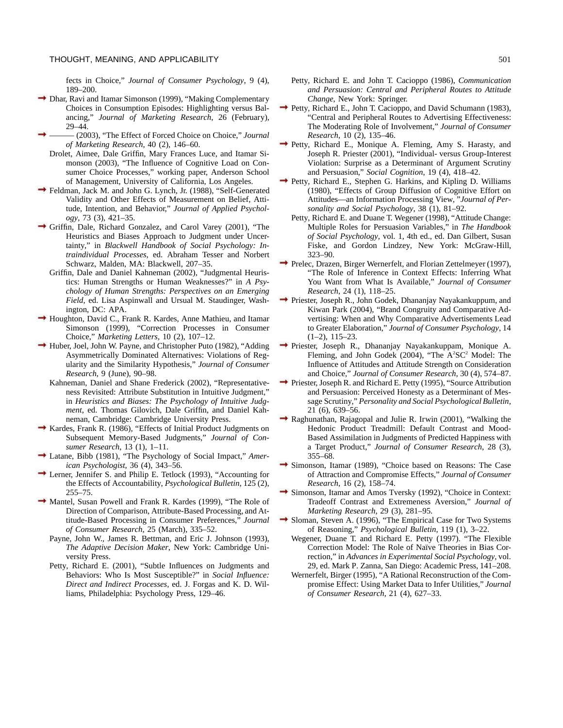fects in Choice," *Journal of Consumer Psychology*, 9 (4), 189–200.

Dhar, Ravi and Itamar Simonson (1999), "Making Complementary Choices in Consumption Episodes: Highlighting versus Balancing," *Journal of Marketing Research*, 26 (February), 29–44.

——— (2003), "The Effect of Forced Choice on Choice," *Journal of Marketing Research*, 40 (2), 146–60.

Drolet, Aimee, Dale Griffin, Mary Frances Luce, and Itamar Simonson (2003), "The Influence of Cognitive Load on Consumer Choice Processes," working paper, Anderson School of Management, University of California, Los Angeles.

Feldman, Jack M. and John G. Lynch, Jr. (1988), "Self-Generated Validity and Other Effects of Measurement on Belief, Attitude, Intention, and Behavior," *Journal of Applied Psychology*, 73 (3), 421–35.

Griffin, Dale, Richard Gonzalez, and Carol Varey (2001), "The Heuristics and Biases Approach to Judgment under Uncertainty," in *Blackwell Handbook of Social Psychology: Intraindividual Processes*, ed. Abraham Tesser and Norbert Schwarz, Malden, MA: Blackwell, 207–35.

Griffin, Dale and Daniel Kahneman (2002), "Judgmental Heuristics: Human Strengths or Human Weaknesses?" in *A Psychology of Human Strengths: Perspectives on an Emerging Field*, ed. Lisa Aspinwall and Ursual M. Staudinger, Washington, DC: APA.

Houghton, David C., Frank R. Kardes, Anne Mathieu, and Itamar Simonson (1999), "Correction Processes in Consumer Choice," *Marketing Letters*, 10 (2), 107–12.

Huber, Joel, John W. Payne, and Christopher Puto (1982), "Adding Asymmetrically Dominated Alternatives: Violations of Regularity and the Similarity Hypothesis," *Journal of Consumer Research*, 9 (June), 90–98.

Kahneman, Daniel and Shane Frederick (2002), "Representativeness Revisited: Attribute Substitution in Intuitive Judgment," in *Heuristics and Biases: The Psychology of Intuitive Judgment*, ed. Thomas Gilovich, Dale Griffin, and Daniel Kahneman, Cambridge: Cambridge University Press.

Kardes, Frank R. (1986), "Effects of Initial Product Judgments on Subsequent Memory-Based Judgments," *Journal of Consumer Research*, 13 (1), 1–11.

Latane, Bibb (1981), "The Psychology of Social Impact," *American Psychologist*, 36 (4), 343–56.

Lerner, Jennifer S. and Philip E. Tetlock (1993), "Accounting for the Effects of Accountability, *Psychological Bulletin*, 125 (2), 255–75.

Mantel, Susan Powell and Frank R. Kardes (1999), "The Role of Direction of Comparison, Attribute-Based Processing, and Attitude-Based Processing in Consumer Preferences," *Journal of Consumer Research*, 25 (March), 335–52.

Payne, John W., James R. Bettman, and Eric J. Johnson (1993), *The Adaptive Decision Maker*, New York: Cambridge University Press.

Petty, Richard E. (2001), "Subtle Influences on Judgments and Behaviors: Who Is Most Susceptible?" in *Social Influence: Direct and Indirect Processes*, ed. J. Forgas and K. D. Williams, Philadelphia: Psychology Press, 129–46.

Petty, Richard E. and John T. Cacioppo (1986), *Communication and Persuasion: Central and Peripheral Routes to Attitude Change*, New York: Springer.

Petty, Richard E., John T. Cacioppo, and David Schumann (1983), "Central and Peripheral Routes to Advertising Effectiveness: The Moderating Role of Involvement," *Journal of Consumer Research*, 10 (2), 135–46.

Petty, Richard E., Monique A. Fleming, Amy S. Harasty, and Joseph R. Priester (2001), "Individual- versus Group-Interest Violation: Surprise as a Determinant of Argument Scrutiny and Persuasion," *Social Cognition*, 19 (4), 418–42.

Petty, Richard E., Stephen G. Harkins, and Kipling D. Williams (1980), "Effects of Group Diffusion of Cognitive Effort on Attitudes—an Information Processing View, "*Journal of Personality and Social Psychology*, 38 (1), 81–92.

Petty, Richard E. and Duane T. Wegener (1998), "Attitude Change: Multiple Roles for Persuasion Variables," in *The Handbook of Social Psychology*, vol. 1, 4th ed., ed. Dan Gilbert, Susan Fiske, and Gordon Lindzey, New York: McGraw-Hill, 323–90.

Prelec, Drazen, Birger Wernerfelt, and Florian Zettelmeyer (1997), "The Role of Inference in Context Effects: Inferring What You Want from What Is Available," *Journal of Consumer Research*, 24 (1), 118–25.

Priester, Joseph R., John Godek, Dhananjay Nayakankuppum, and Kiwan Park (2004), "Brand Congruity and Comparative Advertising: When and Why Comparative Advertisements Lead to Greater Elaboration," *Journal of Consumer Psychology*, 14 (1–2), 115–23.

Priester, Joseph R., Dhananjay Nayakankuppam, Monique A. Fleming, and John Godek (2004), "The $A^2SC^2$ Model: The Influence of Attitudes and Attitude Strength on Consideration and Choice," *Journal of Consumer Research*, 30 (4), 574–87.

Priester, Joseph R. and Richard E. Petty (1995), "Source Attribution and Persuasion: Perceived Honesty as a Determinant of Message Scrutiny," *Personality and Social Psychological Bulletin*, 21 (6), 639–56.

Raghunathan, Rajagopal and Julie R. Irwin (2001), "Walking the Hedonic Product Treadmill: Default Contrast and Mood-Based Assimilation in Judgments of Predicted Happiness with a Target Product," *Journal of Consumer Research*, 28 (3), 355–68.

Simonson, Itamar (1989), "Choice based on Reasons: The Case of Attraction and Compromise Effects," *Journal of Consumer Research*, 16 (2), 158–74.

Simonson, Itamar and Amos Tversky (1992), "Choice in Context: Tradeoff Contrast and Extremeness Aversion," *Journal of Marketing Research*, 29 (3), 281–95.

Sloman, Steven A. (1996), "The Empirical Case for Two Systems of Reasoning," *Psychological Bulletin*, 119 (1), 3–22.

Wegener, Duane T. and Richard E. Petty (1997). "The Flexible Correction Model: The Role of Naïve Theories in Bias Correction," in *Advances in Experimental Social Psychology*, vol. 29, ed. Mark P. Zanna, San Diego: Academic Press, 141–208.

Wernerfelt, Birger (1995), "A Rational Reconstruction of the Compromise Effect: Using Market Data to Infer Utilities," *Journal of Consumer Research*, 21 (4), 627–33.